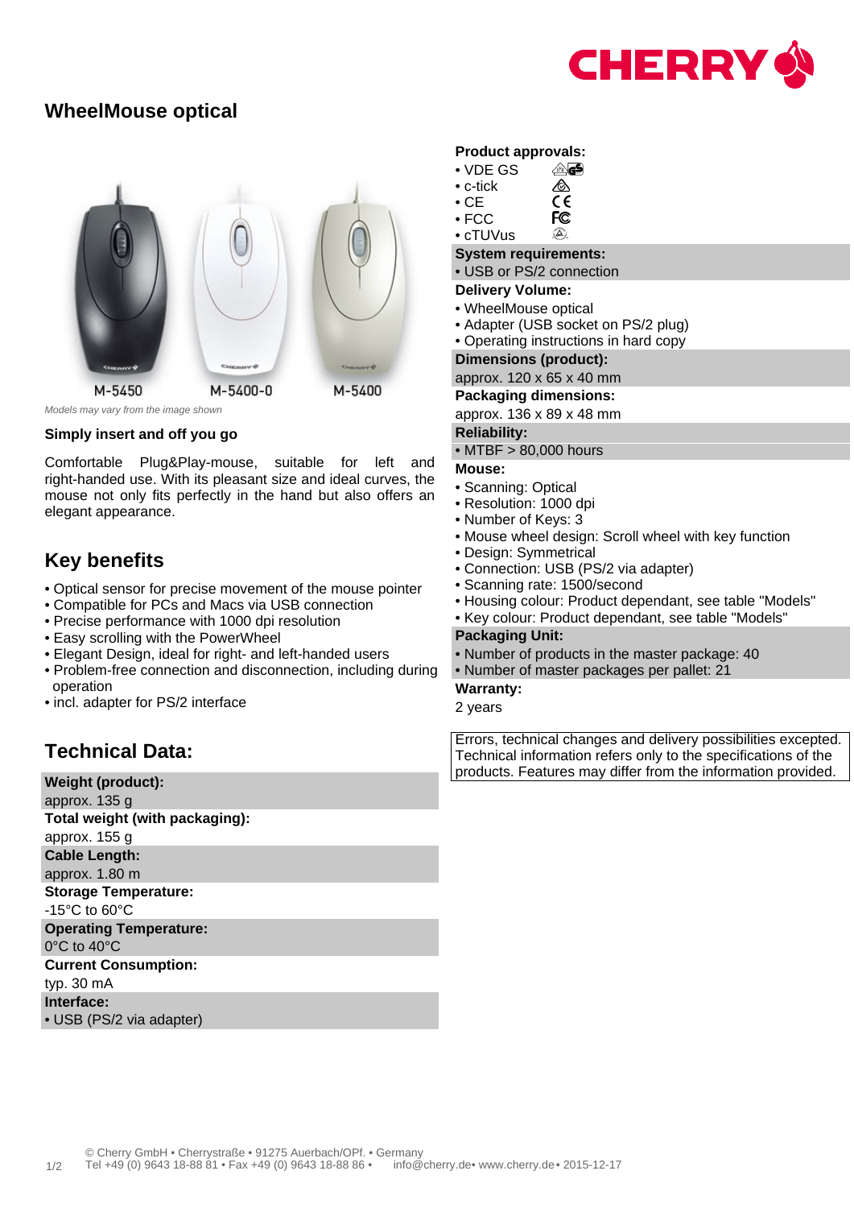# WheelMouse optical

M-5450 M-5400-0 M-5400

*Models may vary from the image shown*

**Simply insert and off you go**

Comfortable Plug&Play-mouse, suitable for left and right-handed use. With its pleasant size and ideal curves, the mouse not only fits perfectly in the hand but also offers an elegant appearance.

## Key benefits

- Optical sensor for precise movement of the mouse pointer
- Compatible for PCs and Macs via USB connection
- Precise performance with 1000 dpi resolution
- Easy scrolling with the PowerWheel
- Elegant Design, ideal for right- and left-handed users
- Problem-free connection and disconnection, including during operation
- incl. adapter for PS/2 interface

## Technical Data:

**Weight (product):**
approx. 135 g

**Total weight (with packaging):**
approx. 155 g

**Cable Length:**
approx. 1.80 m

**Storage Temperature:**
-15°C to 60°C

**Operating Temperature:**
0°C to 40°C

**Current Consumption:**
typ. 30 mA

**Interface:**
- USB (PS/2 via adapter)

**Product approvals:**
- VDE GS
- c-tick
- CE
- FCC
- cTUVus

**System requirements:**
- USB or PS/2 connection

**Delivery Volume:**
- WheelMouse optical
- Adapter (USB socket on PS/2 plug)
- Operating instructions in hard copy

**Dimensions (product):**
approx. 120 x 65 x 40 mm

**Packaging dimensions:**
approx. 136 x 89 x 48 mm

**Reliability:**
- MTBF > 80,000 hours

**Mouse:**
- Scanning: Optical
- Resolution: 1000 dpi
- Number of Keys: 3
- Mouse wheel design: Scroll wheel with key function
- Design: Symmetrical
- Connection: USB (PS/2 via adapter)
- Scanning rate: 1500/second
- Housing colour: Product dependant, see table "Models"
- Key colour: Product dependant, see table "Models"

**Packaging Unit:**
- Number of products in the master package: 40
- Number of master packages per pallet: 21

**Warranty:**
2 years

Errors, technical changes and delivery possibilities excepted. Technical information refers only to the specifications of the products. Features may differ from the information provided.

© Cherry GmbH • Cherrystraße • 91275 Auerbach/OPf. • Germany
Tel +49 (0) 9643 18-88 81 • Fax +49 (0) 9643 18-88 86 • info@cherry.de• www.cherry.de• 2015-12-17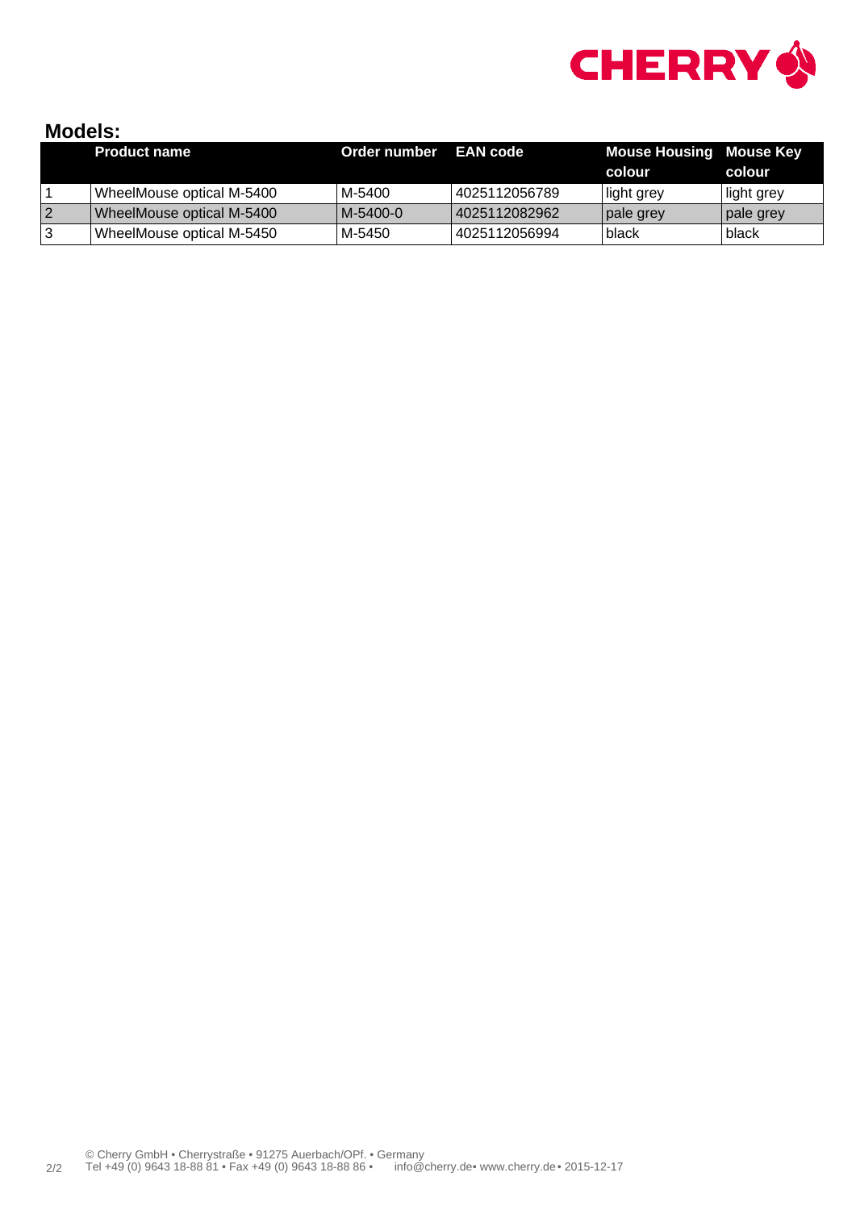## Models:

| | Product name | Order number | EAN code | Mouse Housing colour | Mouse Key colour |
|---|---|---|---|---|---|
| 1 | WheelMouse optical M-5400 | M-5400 | 4025112056789 | light grey | light grey |
| 2 | WheelMouse optical M-5400 | M-5400-0 | 4025112082962 | pale grey | pale grey |
| 3 | WheelMouse optical M-5450 | M-5450 | 4025112056994 | black | black |

© Cherry GmbH • Cherrystraße • 91275 Auerbach/OPf. • Germany
Tel +49 (0) 9643 18-88 81 • Fax +49 (0) 9643 18-88 86 • info@cherry.de• www.cherry.de• 2015-12-17